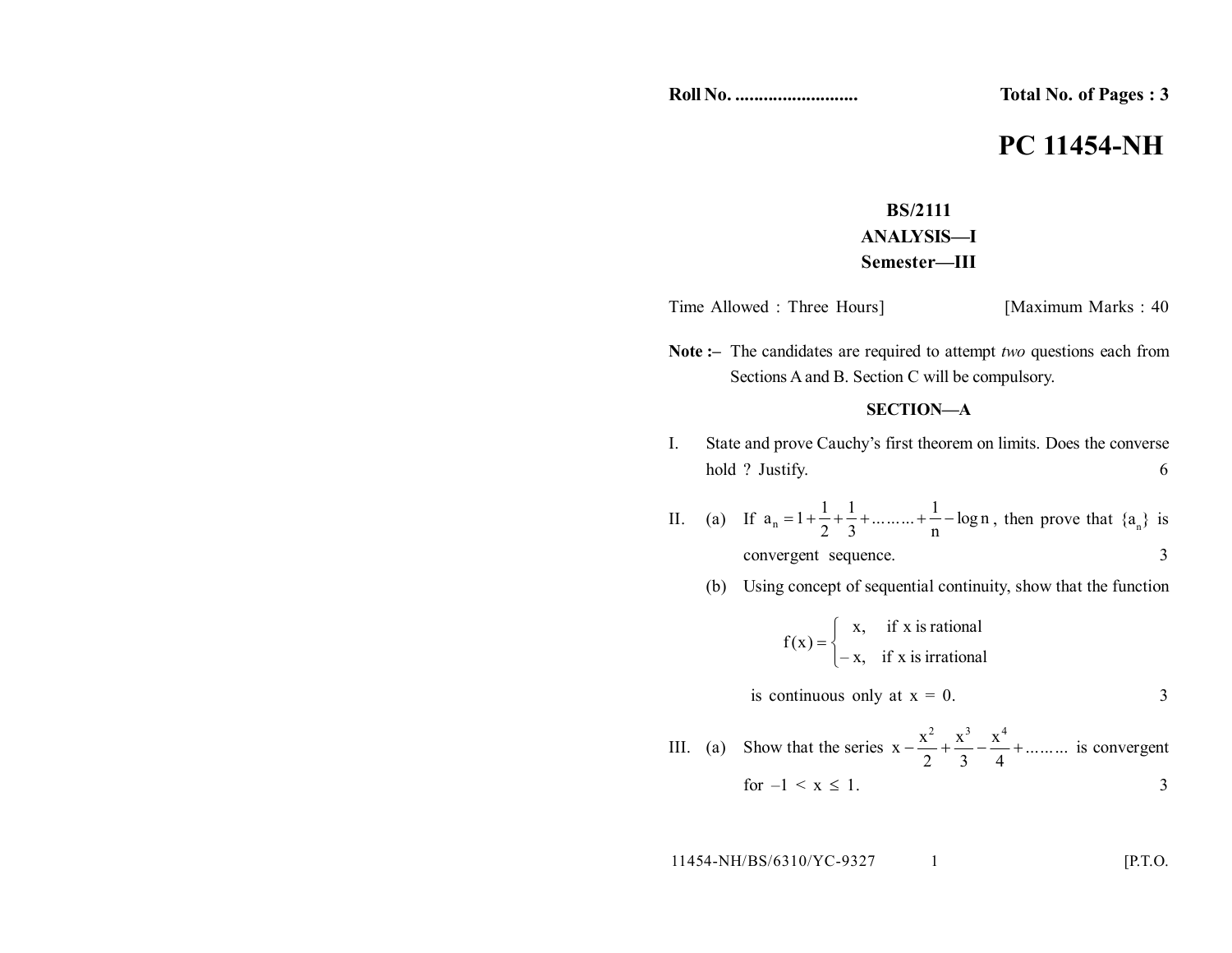**Roll No. ..........................** **Total No. of Pages : 3**

# PC 11454-NH

**BS/2111**
**ANALYSIS—I**
**Semester—III**

Time Allowed : Three Hours] [Maximum Marks : 40

**Note :–** The candidates are required to attempt *two* questions each from Sections A and B. Section C will be compulsory.

## SECTION—A

I. State and prove Cauchy's first theorem on limits. Does the converse hold ? Justify. 6

II. (a) If $a_n = 1 + \frac{1}{2} + \frac{1}{3} + \ldots\ldots\ldots + \frac{1}{n} - \log n$, then prove that $\{a_n\}$ is convergent sequence. 3

(b) Using concept of sequential continuity, show that the function

$$f(x) = \begin{cases} x, & \text{if } x \text{ is rational} \\ -x, & \text{if } x \text{ is irrational} \end{cases}$$

is continuous only at $x = 0$. 3

III. (a) Show that the series $x - \frac{x^2}{2} + \frac{x^3}{3} - \frac{x^4}{4} + \ldots\ldots\ldots$ is convergent for $-1 < x \leq 1$. 3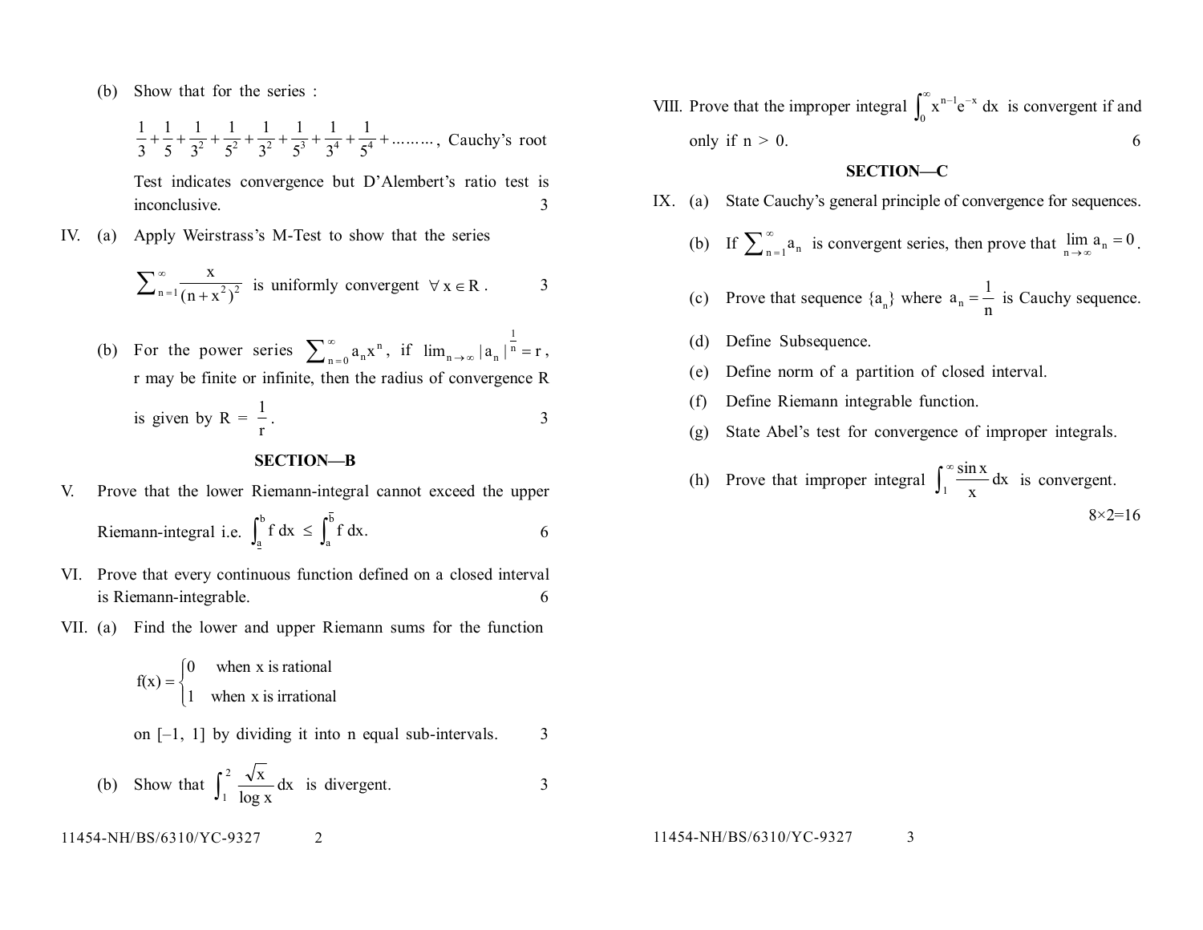(b) Show that for the series :

$$\frac{1}{3}+\frac{1}{5}+\frac{1}{3^2}+\frac{1}{5^2}+\frac{1}{3^2}+\frac{1}{5^3}+\frac{1}{3^4}+\frac{1}{5^4}+\ldots\ldots\ldots,$$ Cauchy's root Test indicates convergence but D'Alembert's ratio test is inconclusive. 3

IV. (a) Apply Weirstrass's M-Test to show that the series

$$\sum_{n=1}^{\infty}\frac{x}{(n+x^2)^2}$$ is uniformly convergent $\forall\, x \in R$. 3

(b) For the power series $\sum_{n=0}^{\infty} a_n x^n$, if $\lim_{n\to\infty} |a_n|^{\frac{1}{n}} = r$, r may be finite or infinite, then the radius of convergence R is given by $R = \frac{1}{r}$. 3

## SECTION—B

V. Prove that the lower Riemann-integral cannot exceed the upper Riemann-integral i.e. $\underline{\int_a^b} f\,dx \le \overline{\int_a^b} f\,dx$. 6

VI. Prove that every continuous function defined on a closed interval is Riemann-integrable. 6

VII. (a) Find the lower and upper Riemann sums for the function

$$f(x) = \begin{cases} 0 & \text{when x is rational} \\ 1 & \text{when x is irrational} \end{cases}$$

on [–1, 1] by dividing it into n equal sub-intervals. 3

(b) Show that $\int_1^2 \frac{\sqrt{x}}{\log x}\,dx$ is divergent. 3

VIII. Prove that the improper integral $\int_0^{\infty} x^{n-1}e^{-x}\,dx$ is convergent if and only if $n > 0$. 6

## SECTION—C

IX. (a) State Cauchy's general principle of convergence for sequences.

(b) If $\sum_{n=1}^{\infty} a_n$ is convergent series, then prove that $\lim_{n\to\infty} a_n = 0$.

(c) Prove that sequence $\{a_n\}$ where $a_n = \frac{1}{n}$ is Cauchy sequence.

(d) Define Subsequence.

(e) Define norm of a partition of closed interval.

(f) Define Riemann integrable function.

(g) State Abel's test for convergence of improper integrals.

(h) Prove that improper integral $\int_1^{\infty} \frac{\sin x}{x}\,dx$ is convergent.

8×2=16